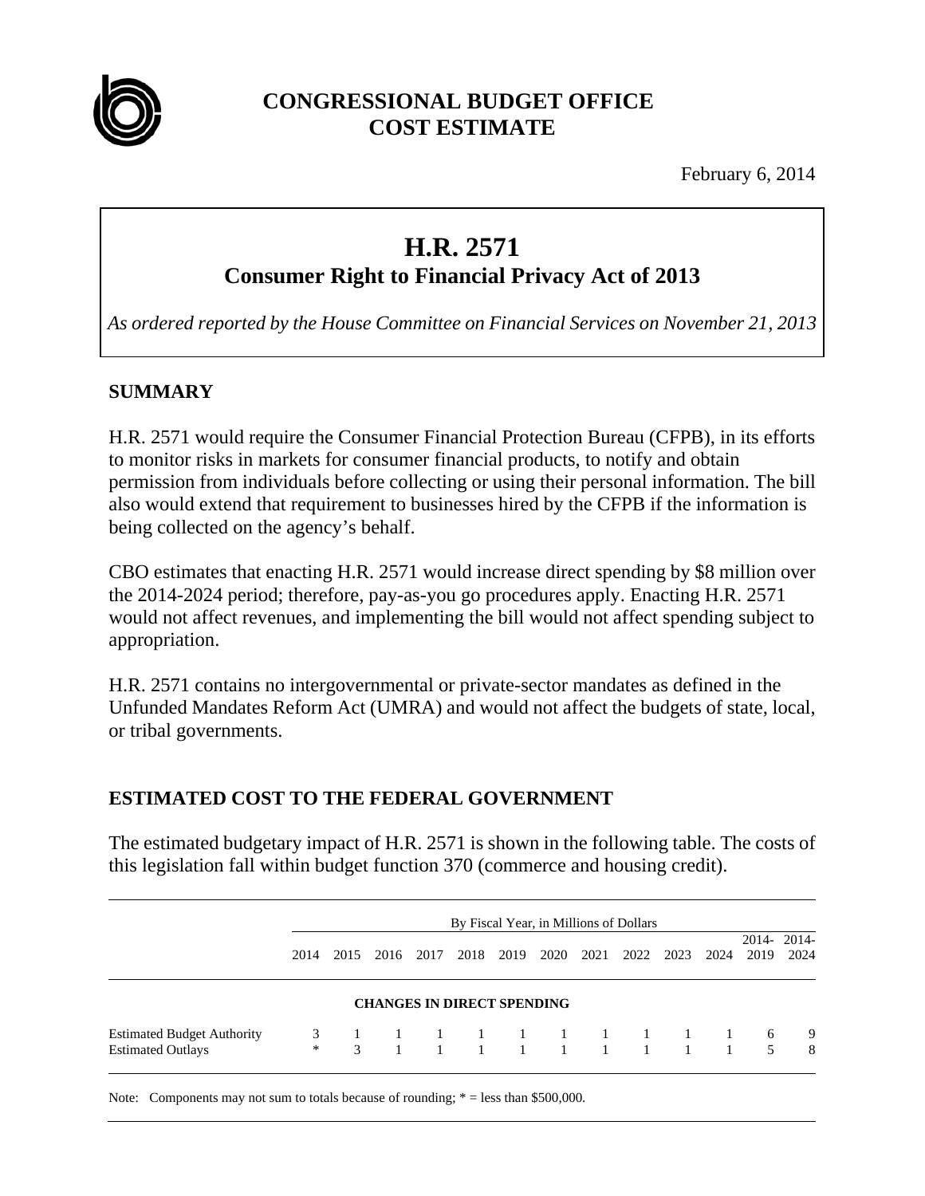# CONGRESSIONAL BUDGET OFFICE
# COST ESTIMATE

February 6, 2014

## H.R. 2571
## Consumer Right to Financial Privacy Act of 2013

*As ordered reported by the House Committee on Financial Services on November 21, 2013*

## SUMMARY

H.R. 2571 would require the Consumer Financial Protection Bureau (CFPB), in its efforts to monitor risks in markets for consumer financial products, to notify and obtain permission from individuals before collecting or using their personal information. The bill also would extend that requirement to businesses hired by the CFPB if the information is being collected on the agency's behalf.

CBO estimates that enacting H.R. 2571 would increase direct spending by $8 million over the 2014-2024 period; therefore, pay-as-you go procedures apply. Enacting H.R. 2571 would not affect revenues, and implementing the bill would not affect spending subject to appropriation.

H.R. 2571 contains no intergovernmental or private-sector mandates as defined in the Unfunded Mandates Reform Act (UMRA) and would not affect the budgets of state, local, or tribal governments.

## ESTIMATED COST TO THE FEDERAL GOVERNMENT

The estimated budgetary impact of H.R. 2571 is shown in the following table. The costs of this legislation fall within budget function 370 (commerce and housing credit).

| | By Fiscal Year, in Millions of Dollars | | | | | | | | | | | | |
|---|---|---|---|---|---|---|---|---|---|---|---|---|---|
| | 2014 | 2015 | 2016 | 2017 | 2018 | 2019 | 2020 | 2021 | 2022 | 2023 | 2024 | 2014-2019 | 2014-2024 |
| **CHANGES IN DIRECT SPENDING** | | | | | | | | | | | | | |
| Estimated Budget Authority | 3 | 1 | 1 | 1 | 1 | 1 | 1 | 1 | 1 | 1 | 1 | 6 | 9 |
| Estimated Outlays | * | 3 | 1 | 1 | 1 | 1 | 1 | 1 | 1 | 1 | 1 | 5 | 8 |

Note: Components may not sum to totals because of rounding; * = less than $500,000.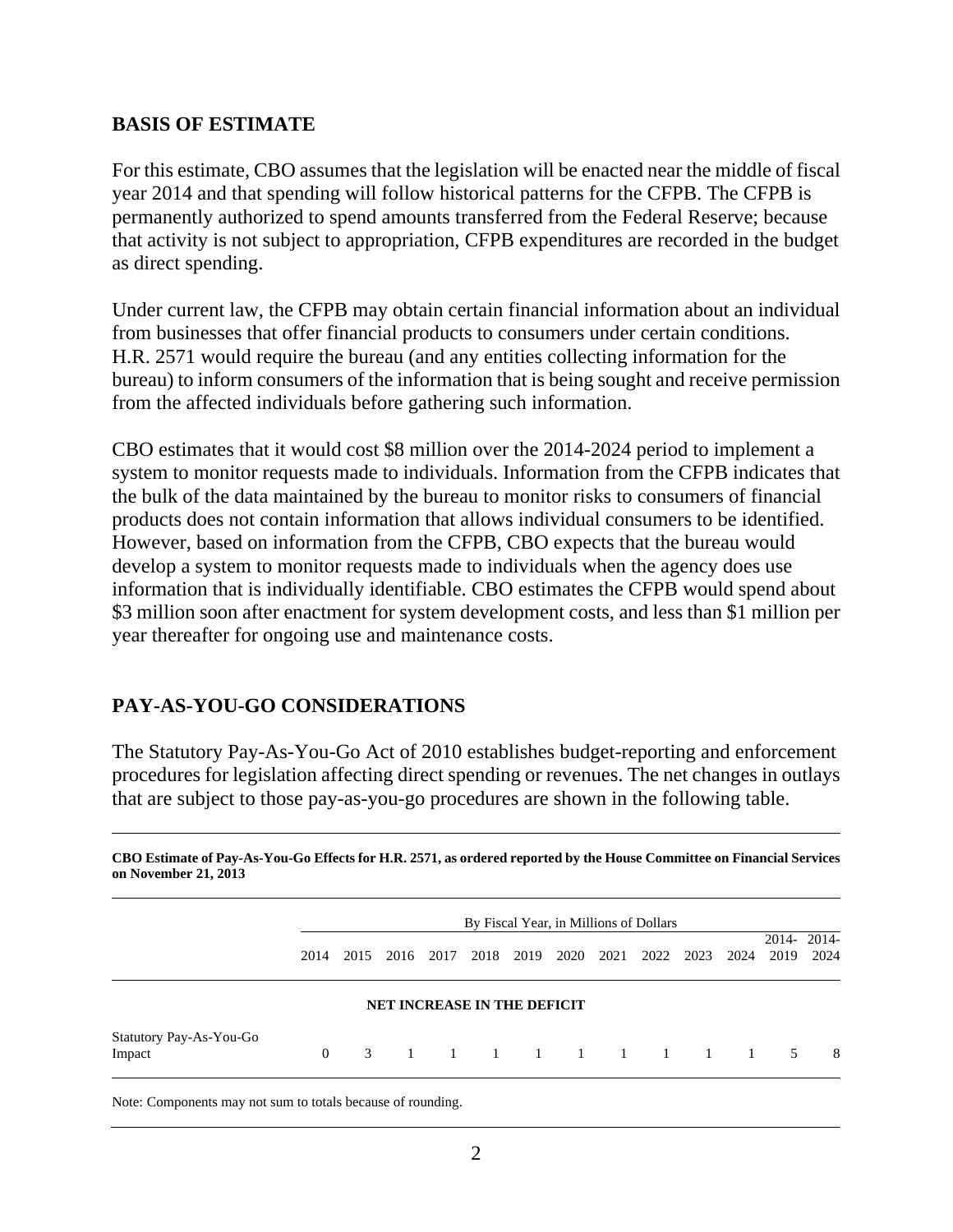## BASIS OF ESTIMATE

For this estimate, CBO assumes that the legislation will be enacted near the middle of fiscal year 2014 and that spending will follow historical patterns for the CFPB. The CFPB is permanently authorized to spend amounts transferred from the Federal Reserve; because that activity is not subject to appropriation, CFPB expenditures are recorded in the budget as direct spending.

Under current law, the CFPB may obtain certain financial information about an individual from businesses that offer financial products to consumers under certain conditions. H.R. 2571 would require the bureau (and any entities collecting information for the bureau) to inform consumers of the information that is being sought and receive permission from the affected individuals before gathering such information.

CBO estimates that it would cost $8 million over the 2014-2024 period to implement a system to monitor requests made to individuals. Information from the CFPB indicates that the bulk of the data maintained by the bureau to monitor risks to consumers of financial products does not contain information that allows individual consumers to be identified. However, based on information from the CFPB, CBO expects that the bureau would develop a system to monitor requests made to individuals when the agency does use information that is individually identifiable. CBO estimates the CFPB would spend about $3 million soon after enactment for system development costs, and less than $1 million per year thereafter for ongoing use and maintenance costs.

## PAY-AS-YOU-GO CONSIDERATIONS

The Statutory Pay-As-You-Go Act of 2010 establishes budget-reporting and enforcement procedures for legislation affecting direct spending or revenues. The net changes in outlays that are subject to those pay-as-you-go procedures are shown in the following table.

**CBO Estimate of Pay-As-You-Go Effects for H.R. 2571, as ordered reported by the House Committee on Financial Services on November 21, 2013**

| | By Fiscal Year, in Millions of Dollars | | | | | | | | | | | | |
|---|---|---|---|---|---|---|---|---|---|---|---|---|---|
| | 2014 | 2015 | 2016 | 2017 | 2018 | 2019 | 2020 | 2021 | 2022 | 2023 | 2024 | 2014-2019 | 2014-2024 |
| **NET INCREASE IN THE DEFICIT** | | | | | | | | | | | | | |
| Statutory Pay-As-You-Go Impact | 0 | 3 | 1 | 1 | 1 | 1 | 1 | 1 | 1 | 1 | 1 | 5 | 8 |

Note: Components may not sum to totals because of rounding.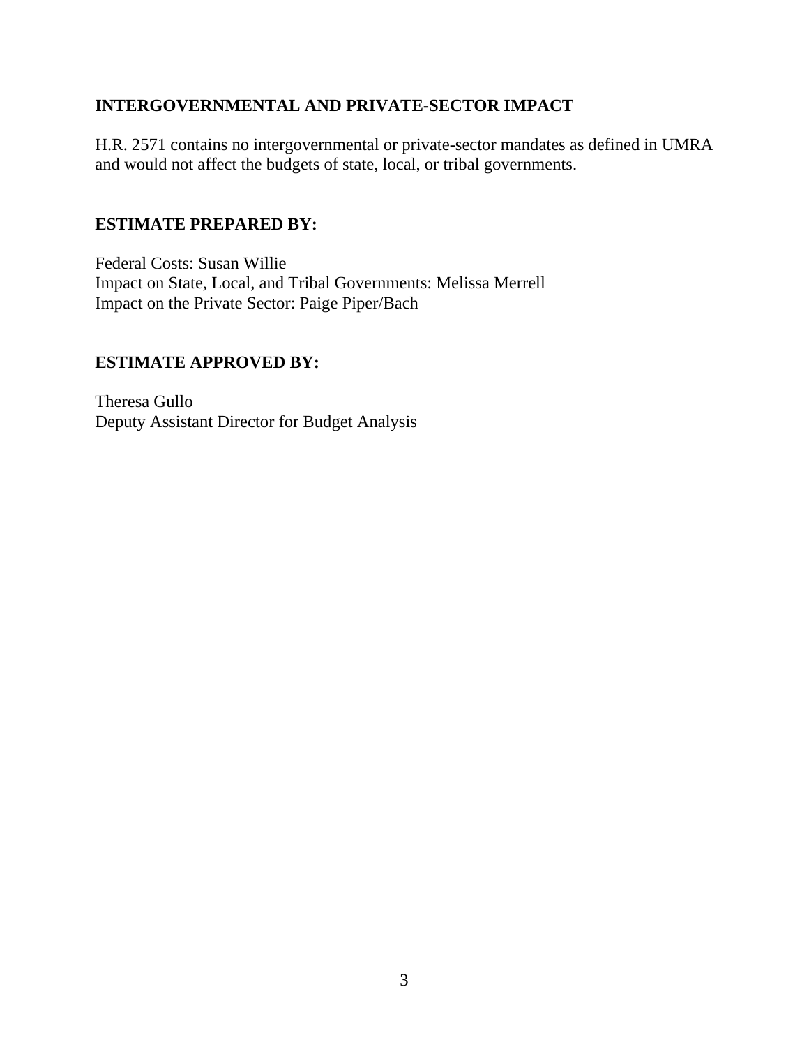## INTERGOVERNMENTAL AND PRIVATE-SECTOR IMPACT

H.R. 2571 contains no intergovernmental or private-sector mandates as defined in UMRA and would not affect the budgets of state, local, or tribal governments.

## ESTIMATE PREPARED BY:

Federal Costs: Susan Willie
Impact on State, Local, and Tribal Governments: Melissa Merrell
Impact on the Private Sector: Paige Piper/Bach

## ESTIMATE APPROVED BY:

Theresa Gullo
Deputy Assistant Director for Budget Analysis